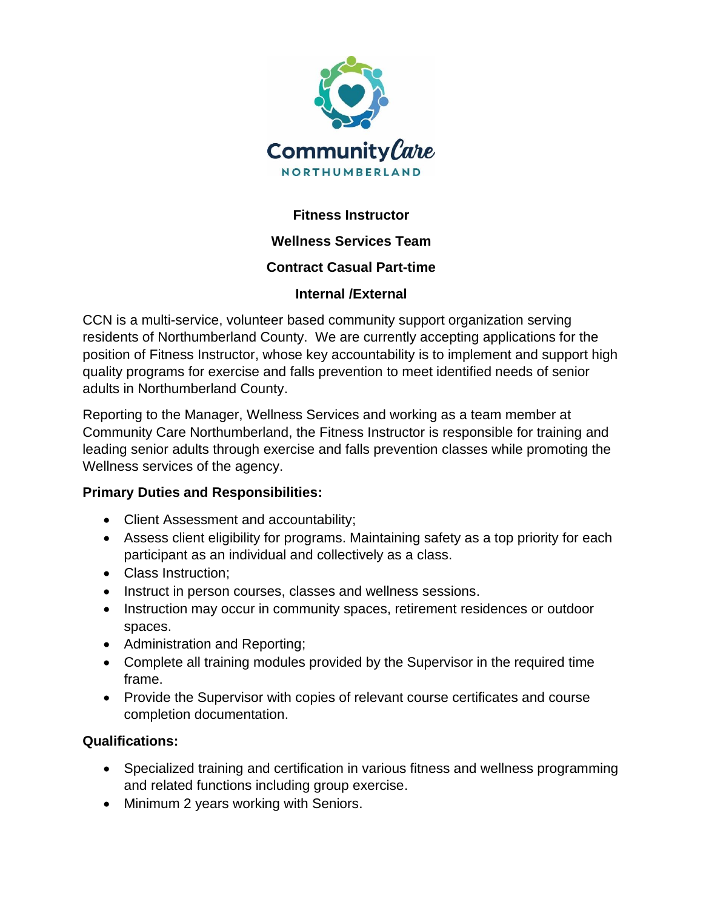Community Care
NORTHUMBERLAND

# Fitness Instructor

## Wellness Services Team

## Contract Casual Part-time

## Internal /External

CCN is a multi-service, volunteer based community support organization serving residents of Northumberland County. We are currently accepting applications for the position of Fitness Instructor, whose key accountability is to implement and support high quality programs for exercise and falls prevention to meet identified needs of senior adults in Northumberland County.

Reporting to the Manager, Wellness Services and working as a team member at Community Care Northumberland, the Fitness Instructor is responsible for training and leading senior adults through exercise and falls prevention classes while promoting the Wellness services of the agency.

**Primary Duties and Responsibilities:**

- Client Assessment and accountability;
- Assess client eligibility for programs. Maintaining safety as a top priority for each participant as an individual and collectively as a class.
- Class Instruction;
- Instruct in person courses, classes and wellness sessions.
- Instruction may occur in community spaces, retirement residences or outdoor spaces.
- Administration and Reporting;
- Complete all training modules provided by the Supervisor in the required time frame.
- Provide the Supervisor with copies of relevant course certificates and course completion documentation.

**Qualifications:**

- Specialized training and certification in various fitness and wellness programming and related functions including group exercise.
- Minimum 2 years working with Seniors.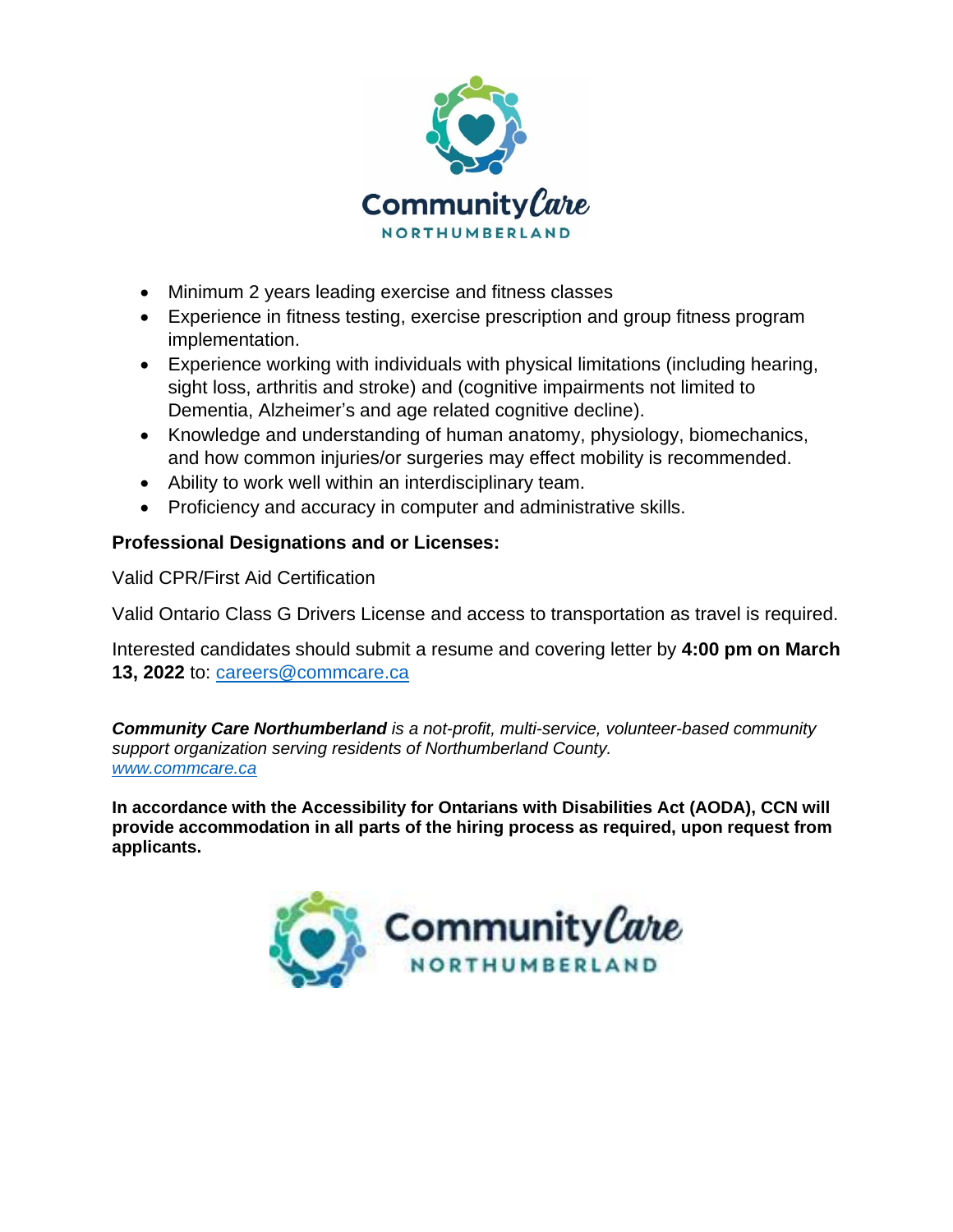- Minimum 2 years leading exercise and fitness classes
- Experience in fitness testing, exercise prescription and group fitness program implementation.
- Experience working with individuals with physical limitations (including hearing, sight loss, arthritis and stroke) and (cognitive impairments not limited to Dementia, Alzheimer's and age related cognitive decline).
- Knowledge and understanding of human anatomy, physiology, biomechanics, and how common injuries/or surgeries may effect mobility is recommended.
- Ability to work well within an interdisciplinary team.
- Proficiency and accuracy in computer and administrative skills.

**Professional Designations and or Licenses:**

Valid CPR/First Aid Certification

Valid Ontario Class G Drivers License and access to transportation as travel is required.

Interested candidates should submit a resume and covering letter by **4:00 pm on March 13, 2022** to: careers@commcare.ca

***Community Care Northumberland*** *is a not-profit, multi-service, volunteer-based community support organization serving residents of Northumberland County.*
*www.commcare.ca*

**In accordance with the Accessibility for Ontarians with Disabilities Act (AODA), CCN will provide accommodation in all parts of the hiring process as required, upon request from applicants.**